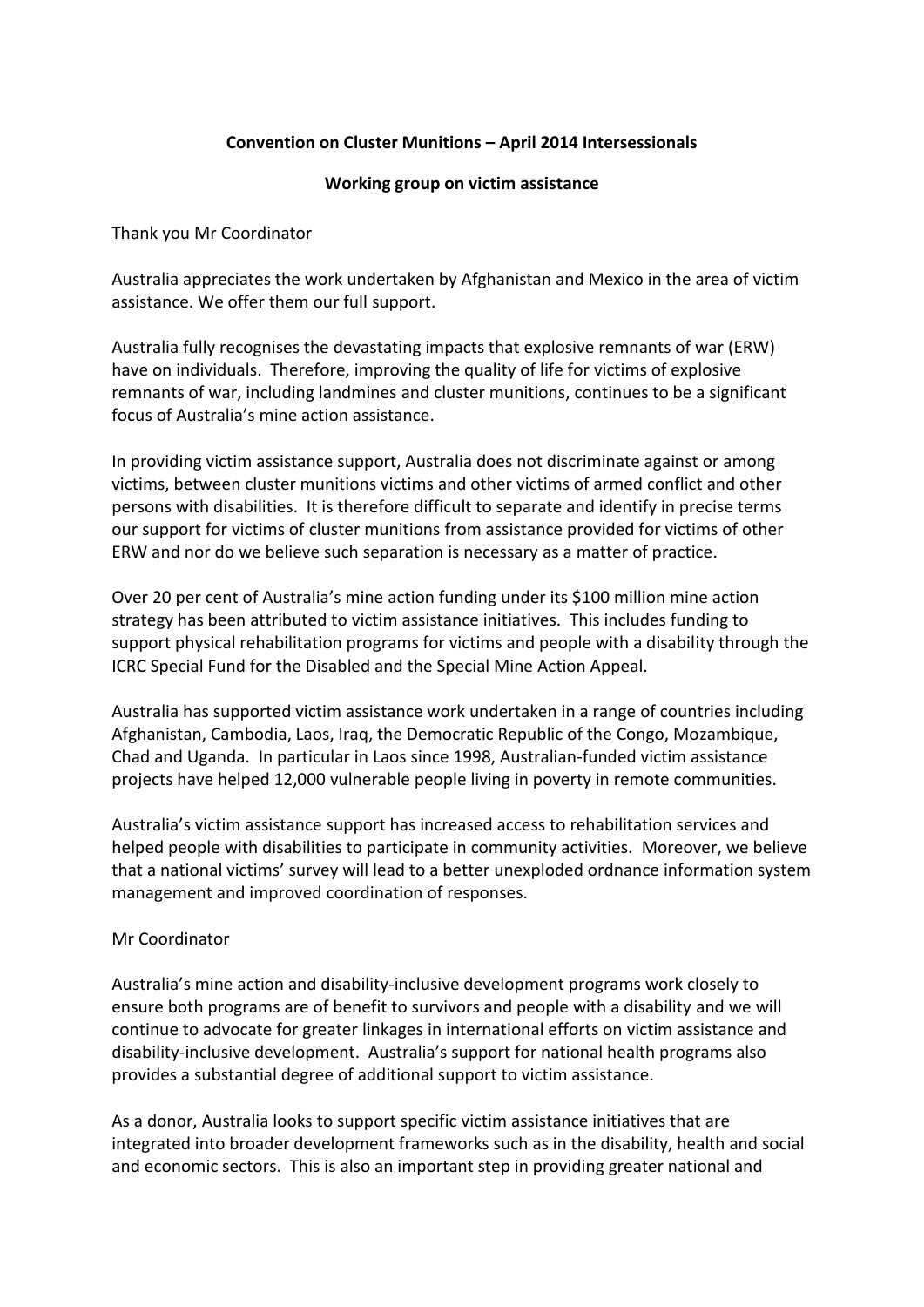**Convention on Cluster Munitions – April 2014 Intersessionals**

**Working group on victim assistance**

Thank you Mr Coordinator

Australia appreciates the work undertaken by Afghanistan and Mexico in the area of victim assistance. We offer them our full support.

Australia fully recognises the devastating impacts that explosive remnants of war (ERW) have on individuals. Therefore, improving the quality of life for victims of explosive remnants of war, including landmines and cluster munitions, continues to be a significant focus of Australia's mine action assistance.

In providing victim assistance support, Australia does not discriminate against or among victims, between cluster munitions victims and other victims of armed conflict and other persons with disabilities. It is therefore difficult to separate and identify in precise terms our support for victims of cluster munitions from assistance provided for victims of other ERW and nor do we believe such separation is necessary as a matter of practice.

Over 20 per cent of Australia's mine action funding under its $100 million mine action strategy has been attributed to victim assistance initiatives. This includes funding to support physical rehabilitation programs for victims and people with a disability through the ICRC Special Fund for the Disabled and the Special Mine Action Appeal.

Australia has supported victim assistance work undertaken in a range of countries including Afghanistan, Cambodia, Laos, Iraq, the Democratic Republic of the Congo, Mozambique, Chad and Uganda. In particular in Laos since 1998, Australian-funded victim assistance projects have helped 12,000 vulnerable people living in poverty in remote communities.

Australia's victim assistance support has increased access to rehabilitation services and helped people with disabilities to participate in community activities. Moreover, we believe that a national victims' survey will lead to a better unexploded ordnance information system management and improved coordination of responses.

Mr Coordinator

Australia's mine action and disability-inclusive development programs work closely to ensure both programs are of benefit to survivors and people with a disability and we will continue to advocate for greater linkages in international efforts on victim assistance and disability-inclusive development. Australia's support for national health programs also provides a substantial degree of additional support to victim assistance.

As a donor, Australia looks to support specific victim assistance initiatives that are integrated into broader development frameworks such as in the disability, health and social and economic sectors. This is also an important step in providing greater national and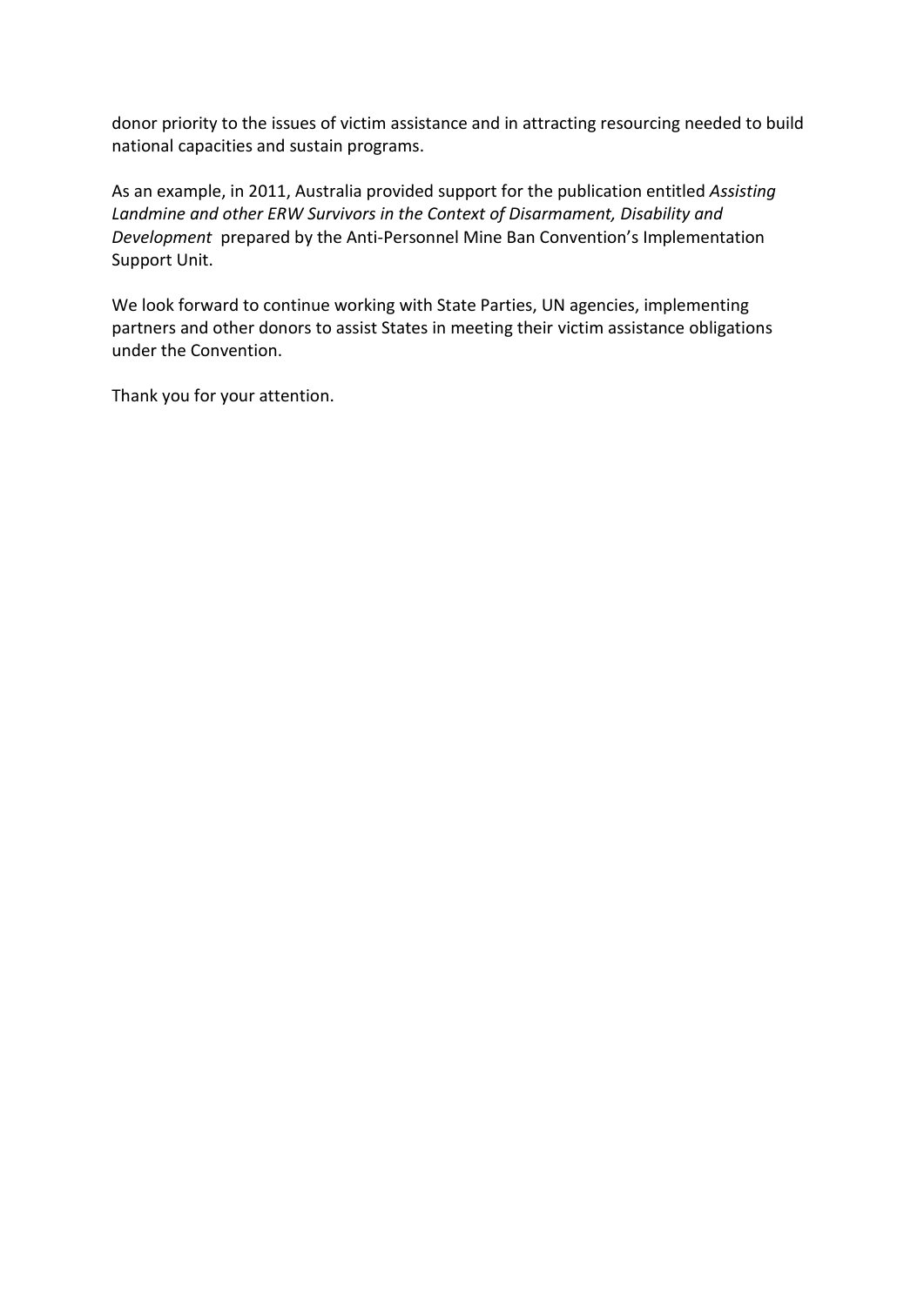donor priority to the issues of victim assistance and in attracting resourcing needed to build national capacities and sustain programs.

As an example, in 2011, Australia provided support for the publication entitled *Assisting Landmine and other ERW Survivors in the Context of Disarmament, Disability and Development* prepared by the Anti-Personnel Mine Ban Convention's Implementation Support Unit.

We look forward to continue working with State Parties, UN agencies, implementing partners and other donors to assist States in meeting their victim assistance obligations under the Convention.

Thank you for your attention.